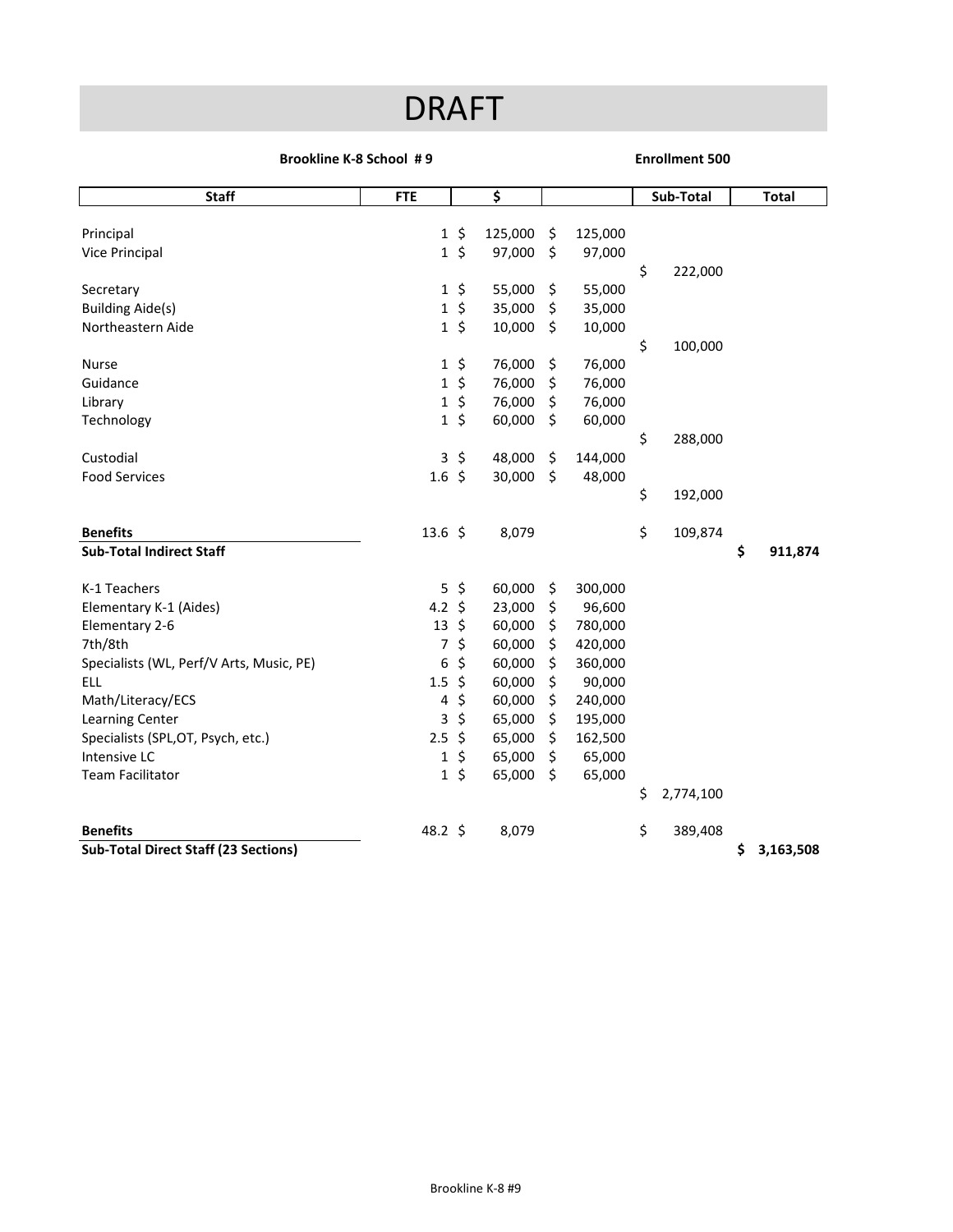# DRAFT

**Brookline K-8 School # 9** **Enrollment 500**

| Staff | FTE | $ | | Sub-Total | Total |
|---|---|---|---|---|---|
| Principal | 1 | $ 125,000 | $ 125,000 | | |
| Vice Principal | 1 | $ 97,000 | $ 97,000 | | |
| | | | | $ 222,000 | |
| Secretary | 1 | $ 55,000 | $ 55,000 | | |
| Building Aide(s) | 1 | $ 35,000 | $ 35,000 | | |
| Northeastern Aide | 1 | $ 10,000 | $ 10,000 | | |
| | | | | $ 100,000 | |
| Nurse | 1 | $ 76,000 | $ 76,000 | | |
| Guidance | 1 | $ 76,000 | $ 76,000 | | |
| Library | 1 | $ 76,000 | $ 76,000 | | |
| Technology | 1 | $ 60,000 | $ 60,000 | | |
| | | | | $ 288,000 | |
| Custodial | 3 | $ 48,000 | $ 144,000 | | |
| Food Services | 1.6 | $ 30,000 | $ 48,000 | | |
| | | | | $ 192,000 | |
| **Benefits** | 13.6 | $ 8,079 | | $ 109,874 | |
| **Sub-Total Indirect Staff** | | | | | **$ 911,874** |
| K-1 Teachers | 5 | $ 60,000 | $ 300,000 | | |
| Elementary K-1 (Aides) | 4.2 | $ 23,000 | $ 96,600 | | |
| Elementary 2-6 | 13 | $ 60,000 | $ 780,000 | | |
| 7th/8th | 7 | $ 60,000 | $ 420,000 | | |
| Specialists (WL, Perf/V Arts, Music, PE) | 6 | $ 60,000 | $ 360,000 | | |
| ELL | 1.5 | $ 60,000 | $ 90,000 | | |
| Math/Literacy/ECS | 4 | $ 60,000 | $ 240,000 | | |
| Learning Center | 3 | $ 65,000 | $ 195,000 | | |
| Specialists (SPL,OT, Psych, etc.) | 2.5 | $ 65,000 | $ 162,500 | | |
| Intensive LC | 1 | $ 65,000 | $ 65,000 | | |
| Team Facilitator | 1 | $ 65,000 | $ 65,000 | | |
| | | | | $ 2,774,100 | |
| **Benefits** | 48.2 | $ 8,079 | | $ 389,408 | |
| **Sub-Total Direct Staff (23 Sections)** | | | | | **$ 3,163,508** |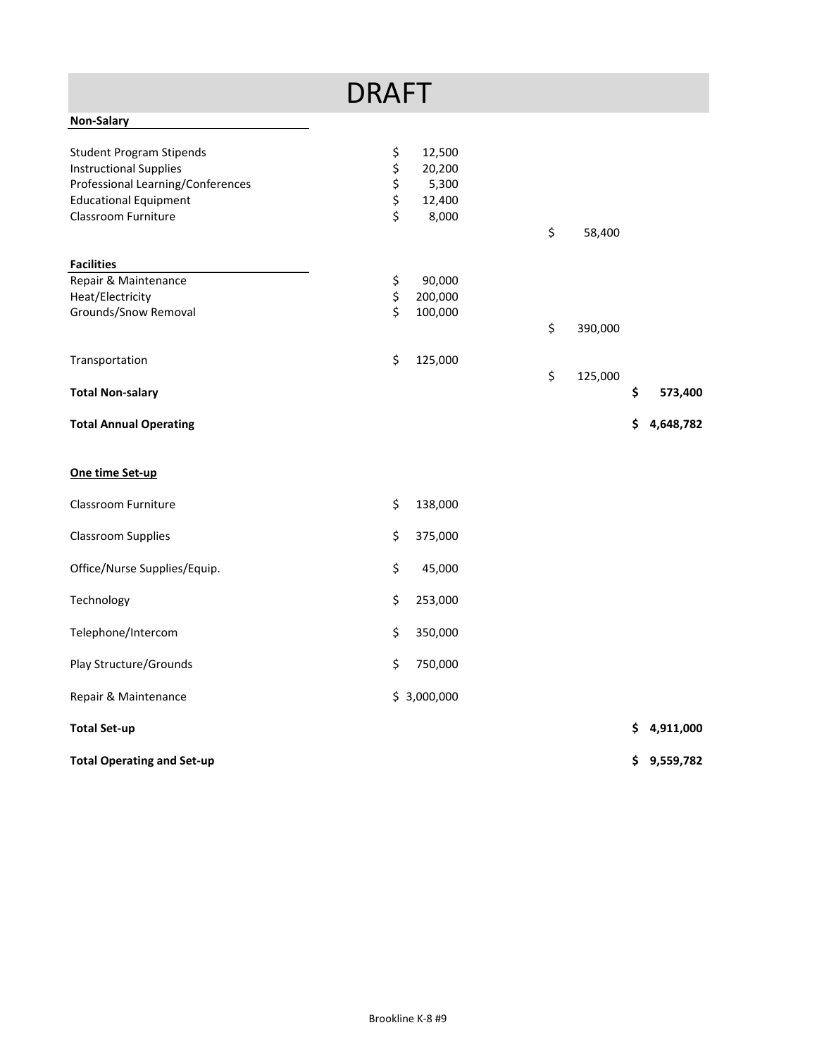# DRAFT

| | | | |
|---|---|---|---|
| **Non-Salary** | | | |
| Student Program Stipends | $ 12,500 | | |
| Instructional Supplies | $ 20,200 | | |
| Professional Learning/Conferences | $ 5,300 | | |
| Educational Equipment | $ 12,400 | | |
| Classroom Furniture | $ 8,000 | | |
| | | $ 58,400 | |
| **Facilities** | | | |
| Repair & Maintenance | $ 90,000 | | |
| Heat/Electricity | $ 200,000 | | |
| Grounds/Snow Removal | $ 100,000 | | |
| | | $ 390,000 | |
| Transportation | $ 125,000 | | |
| | | $ 125,000 | |
| **Total Non-salary** | | | **$ 573,400** |
| **Total Annual Operating** | | | **$ 4,648,782** |
| **One time Set-up** | | | |
| Classroom Furniture | $ 138,000 | | |
| Classroom Supplies | $ 375,000 | | |
| Office/Nurse Supplies/Equip. | $ 45,000 | | |
| Technology | $ 253,000 | | |
| Telephone/Intercom | $ 350,000 | | |
| Play Structure/Grounds | $ 750,000 | | |
| Repair & Maintenance | $ 3,000,000 | | |
| **Total Set-up** | | | **$ 4,911,000** |
| **Total Operating and Set-up** | | | **$ 9,559,782** |

Brookline K-8 #9